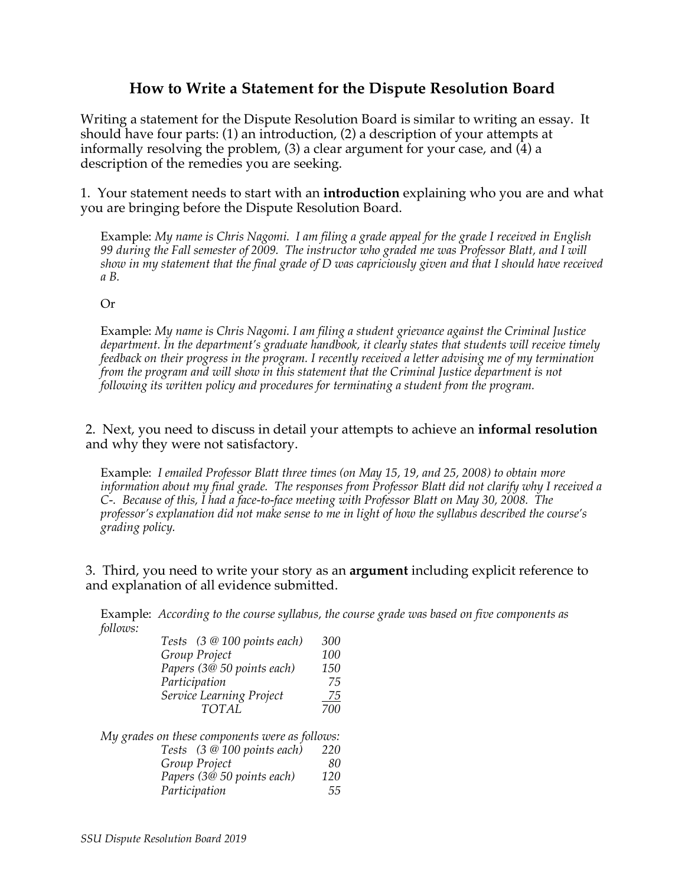# How to Write a Statement for the Dispute Resolution Board

Writing a statement for the Dispute Resolution Board is similar to writing an essay. It should have four parts: (1) an introduction, (2) a description of your attempts at informally resolving the problem, (3) a clear argument for your case, and (4) a description of the remedies you are seeking.

1. Your statement needs to start with an **introduction** explaining who you are and what you are bringing before the Dispute Resolution Board.

> Example: *My name is Chris Nagomi. I am filing a grade appeal for the grade I received in English 99 during the Fall semester of 2009. The instructor who graded me was Professor Blatt, and I will show in my statement that the final grade of D was capriciously given and that I should have received a B.*
>
> Or
>
> Example: *My name is Chris Nagomi. I am filing a student grievance against the Criminal Justice department. In the department's graduate handbook, it clearly states that students will receive timely feedback on their progress in the program. I recently received a letter advising me of my termination from the program and will show in this statement that the Criminal Justice department is not following its written policy and procedures for terminating a student from the program.*

2. Next, you need to discuss in detail your attempts to achieve an **informal resolution** and why they were not satisfactory.

> Example: *I emailed Professor Blatt three times (on May 15, 19, and 25, 2008) to obtain more information about my final grade. The responses from Professor Blatt did not clarify why I received a C-. Because of this, I had a face-to-face meeting with Professor Blatt on May 30, 2008. The professor's explanation did not make sense to me in light of how the syllabus described the course's grading policy.*

3. Third, you need to write your story as an **argument** including explicit reference to and explanation of all evidence submitted.

> Example: *According to the course syllabus, the course grade was based on five components as follows:*

| Component | Points |
|---|---|
| *Tests (3 @ 100 points each)* | *300* |
| *Group Project* | *100* |
| *Papers (3@ 50 points each)* | *150* |
| *Participation* | *75* |
| *Service Learning Project* | *75* |
| *TOTAL* | *700* |

> *My grades on these components were as follows:*

| Component | Points |
|---|---|
| *Tests (3 @ 100 points each)* | *220* |
| *Group Project* | *80* |
| *Papers (3@ 50 points each)* | *120* |
| *Participation* | *55* |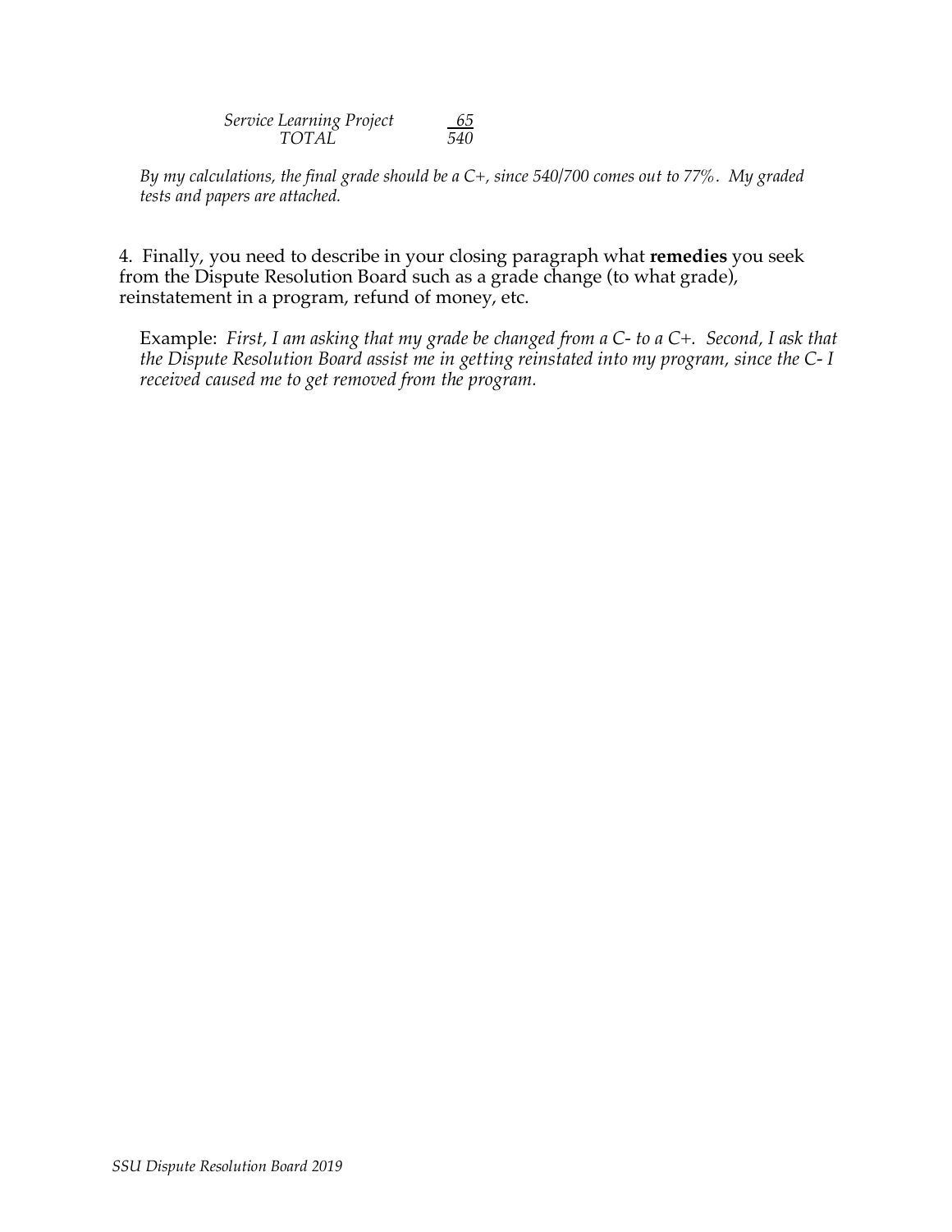| | |
|---|---|
| *Service Learning Project* | *65* |
| *TOTAL* | *540* |

*By my calculations, the final grade should be a C+, since 540/700 comes out to 77%. My graded tests and papers are attached.*

4. Finally, you need to describe in your closing paragraph what **remedies** you seek from the Dispute Resolution Board such as a grade change (to what grade), reinstatement in a program, refund of money, etc.

Example: *First, I am asking that my grade be changed from a C- to a C+. Second, I ask that the Dispute Resolution Board assist me in getting reinstated into my program, since the C- I received caused me to get removed from the program.*